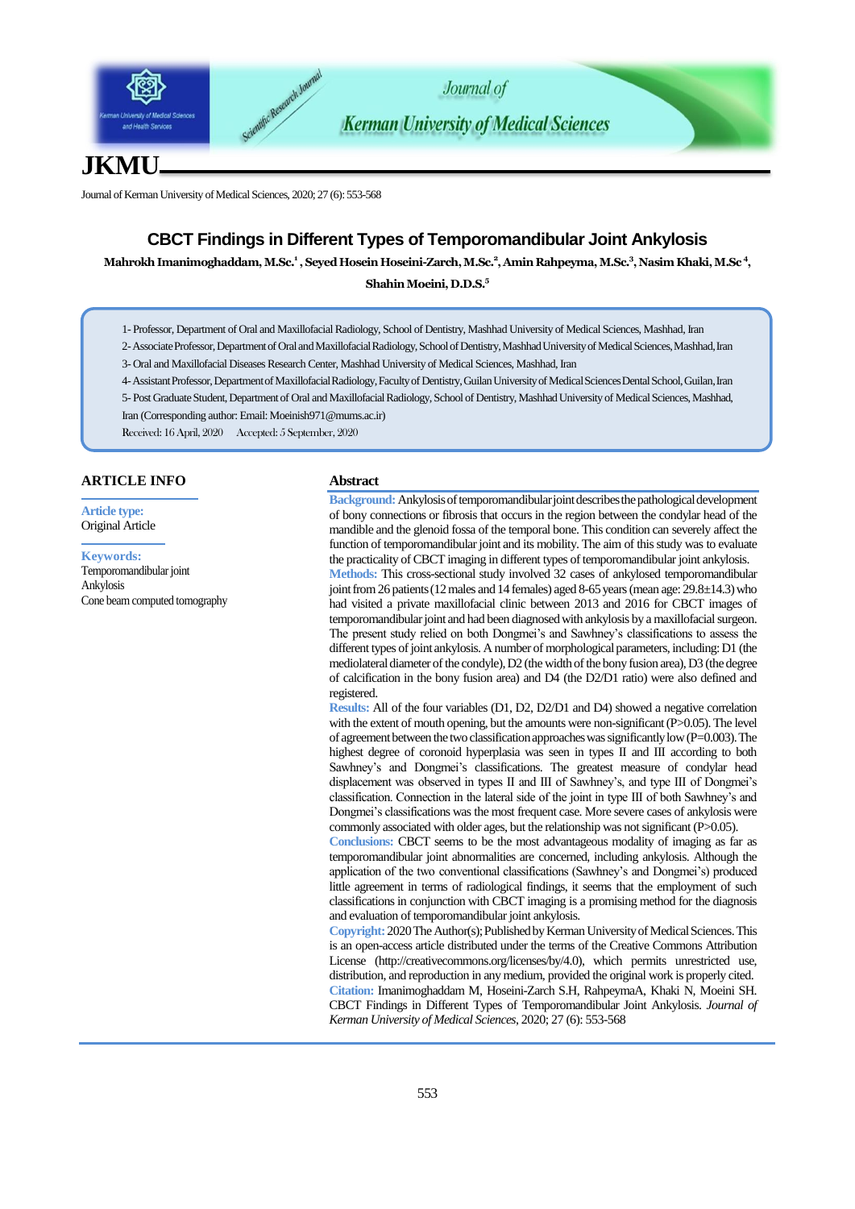# CBCT Findings in Different Types of Temporomandibular Joint Ankylosis

**Mahrokh Imanimoghaddam, M.Sc.[1], Seyed Hosein Hoseini-Zarch, M.Sc.[2], Amin Rahpeyma, M.Sc.[3], Nasim Khaki, M.Sc[4], Shahin Moeini, D.D.S.[5]**

1- Professor, Department of Oral and Maxillofacial Radiology, School of Dentistry, Mashhad University of Medical Sciences, Mashhad, Iran

2- Associate Professor, Department of Oral and Maxillofacial Radiology, School of Dentistry, Mashhad University of Medical Sciences, Mashhad, Iran

3- Oral and Maxillofacial Diseases Research Center, Mashhad University of Medical Sciences, Mashhad, Iran

4- Assistant Professor, Department of Maxillofacial Radiology, Faculty of Dentistry, Guilan University of Medical Sciences Dental School, Guilan, Iran

5- Post Graduate Student, Department of Oral and Maxillofacial Radiology, School of Dentistry, Mashhad University of Medical Sciences, Mashhad, Iran (Corresponding author: Email: Moeinish971@mums.ac.ir)

Received: 16 April, 2020 Accepted: 5 September, 2020

## ARTICLE INFO

**Article type:**
Original Article

**Keywords:**
Temporomandibular joint
Ankylosis
Cone beam computed tomography

## Abstract

**Background:** Ankylosis of temporomandibular joint describes the pathological development of bony connections or fibrosis that occurs in the region between the condylar head of the mandible and the glenoid fossa of the temporal bone. This condition can severely affect the function of temporomandibular joint and its mobility. The aim of this study was to evaluate the practicality of CBCT imaging in different types of temporomandibular joint ankylosis.

**Methods:** This cross-sectional study involved 32 cases of ankylosed temporomandibular joint from 26 patients (12 males and 14 females) aged 8-65 years (mean age: 29.8±14.3) who had visited a private maxillofacial clinic between 2013 and 2016 for CBCT images of temporomandibular joint and had been diagnosed with ankylosis by a maxillofacial surgeon. The present study relied on both Dongmei's and Sawhney's classifications to assess the different types of joint ankylosis. A number of morphological parameters, including: D1 (the mediolateral diameter of the condyle), D2 (the width of the bony fusion area), D3 (the degree of calcification in the bony fusion area) and D4 (the D2/D1 ratio) were also defined and registered.

**Results:** All of the four variables (D1, D2, D2/D1 and D4) showed a negative correlation with the extent of mouth opening, but the amounts were non-significant ($P>0.05$). The level of agreement between the two classification approaches was significantly low ($P=0.003$). The highest degree of coronoid hyperplasia was seen in types II and III according to both Sawhney's and Dongmei's classifications. The greatest measure of condylar head displacement was observed in types II and III of Sawhney's, and type III of Dongmei's classification. Connection in the lateral side of the joint in type III of both Sawhney's and Dongmei's classifications was the most frequent case. More severe cases of ankylosis were commonly associated with older ages, but the relationship was not significant ($P>0.05$).

**Conclusions:** CBCT seems to be the most advantageous modality of imaging as far as temporomandibular joint abnormalities are concerned, including ankylosis. Although the application of the two conventional classifications (Sawhney's and Dongmei's) produced little agreement in terms of radiological findings, it seems that the employment of such classifications in conjunction with CBCT imaging is a promising method for the diagnosis and evaluation of temporomandibular joint ankylosis.

**Copyright:** 2020 The Author(s); Published by Kerman University of Medical Sciences. This is an open-access article distributed under the terms of the Creative Commons Attribution License (http://creativecommons.org/licenses/by/4.0), which permits unrestricted use, distribution, and reproduction in any medium, provided the original work is properly cited.

**Citation:** Imanimoghaddam M, Hoseini-Zarch S.H, RahpeymaA, Khaki N, Moeini SH. CBCT Findings in Different Types of Temporomandibular Joint Ankylosis. *Journal of Kerman University of Medical Sciences*, 2020; 27 (6): 553-568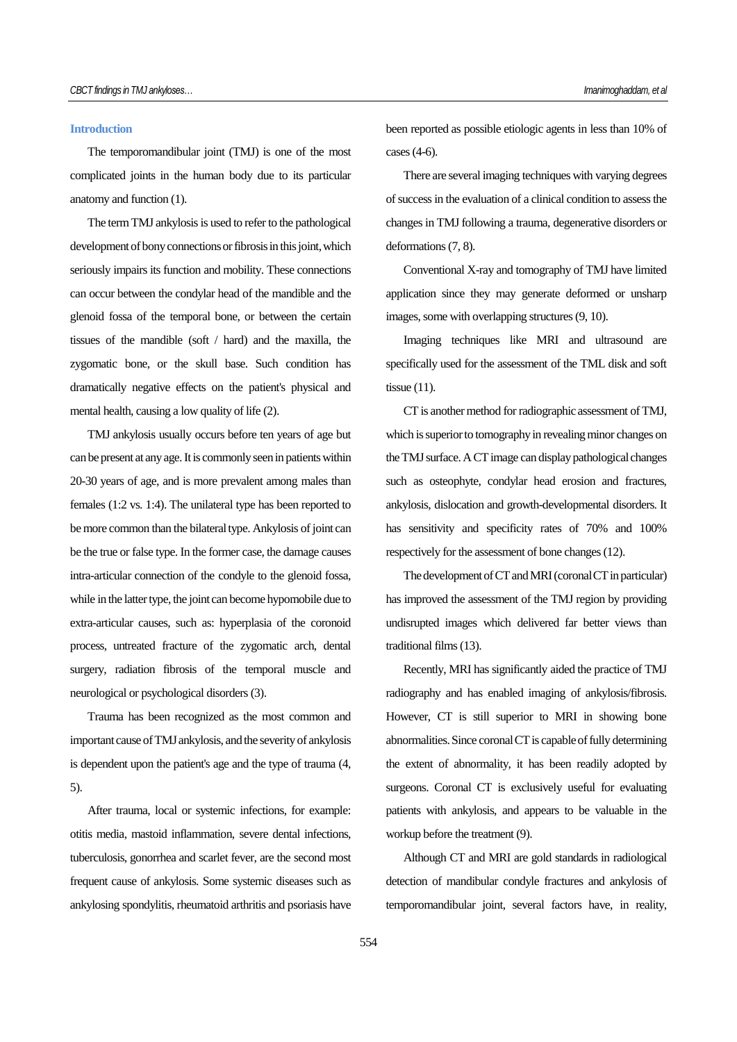## Introduction

The temporomandibular joint (TMJ) is one of the most complicated joints in the human body due to its particular anatomy and function (1).

The term TMJ ankylosis is used to refer to the pathological development of bony connections or fibrosis in this joint, which seriously impairs its function and mobility. These connections can occur between the condylar head of the mandible and the glenoid fossa of the temporal bone, or between the certain tissues of the mandible (soft / hard) and the maxilla, the zygomatic bone, or the skull base. Such condition has dramatically negative effects on the patient's physical and mental health, causing a low quality of life (2).

TMJ ankylosis usually occurs before ten years of age but can be present at any age. It is commonly seen in patients within 20-30 years of age, and is more prevalent among males than females (1:2 vs. 1:4). The unilateral type has been reported to be more common than the bilateral type. Ankylosis of joint can be the true or false type. In the former case, the damage causes intra-articular connection of the condyle to the glenoid fossa, while in the latter type, the joint can become hypomobile due to extra-articular causes, such as: hyperplasia of the coronoid process, untreated fracture of the zygomatic arch, dental surgery, radiation fibrosis of the temporal muscle and neurological or psychological disorders (3).

Trauma has been recognized as the most common and important cause of TMJ ankylosis, and the severity of ankylosis is dependent upon the patient's age and the type of trauma (4, 5).

After trauma, local or systemic infections, for example: otitis media, mastoid inflammation, severe dental infections, tuberculosis, gonorrhea and scarlet fever, are the second most frequent cause of ankylosis. Some systemic diseases such as ankylosing spondylitis, rheumatoid arthritis and psoriasis have been reported as possible etiologic agents in less than 10% of cases (4-6).

There are several imaging techniques with varying degrees of success in the evaluation of a clinical condition to assess the changes in TMJ following a trauma, degenerative disorders or deformations (7, 8).

Conventional X-ray and tomography of TMJ have limited application since they may generate deformed or unsharp images, some with overlapping structures (9, 10).

Imaging techniques like MRI and ultrasound are specifically used for the assessment of the TML disk and soft tissue (11).

CT is another method for radiographic assessment of TMJ, which is superior to tomography in revealing minor changes on the TMJ surface. A CT image can display pathological changes such as osteophyte, condylar head erosion and fractures, ankylosis, dislocation and growth-developmental disorders. It has sensitivity and specificity rates of 70% and 100% respectively for the assessment of bone changes (12).

The development of CT and MRI (coronal CT in particular) has improved the assessment of the TMJ region by providing undisrupted images which delivered far better views than traditional films (13).

Recently, MRI has significantly aided the practice of TMJ radiography and has enabled imaging of ankylosis/fibrosis. However, CT is still superior to MRI in showing bone abnormalities. Since coronal CT is capable of fully determining the extent of abnormality, it has been readily adopted by surgeons. Coronal CT is exclusively useful for evaluating patients with ankylosis, and appears to be valuable in the workup before the treatment (9).

Although CT and MRI are gold standards in radiological detection of mandibular condyle fractures and ankylosis of temporomandibular joint, several factors have, in reality,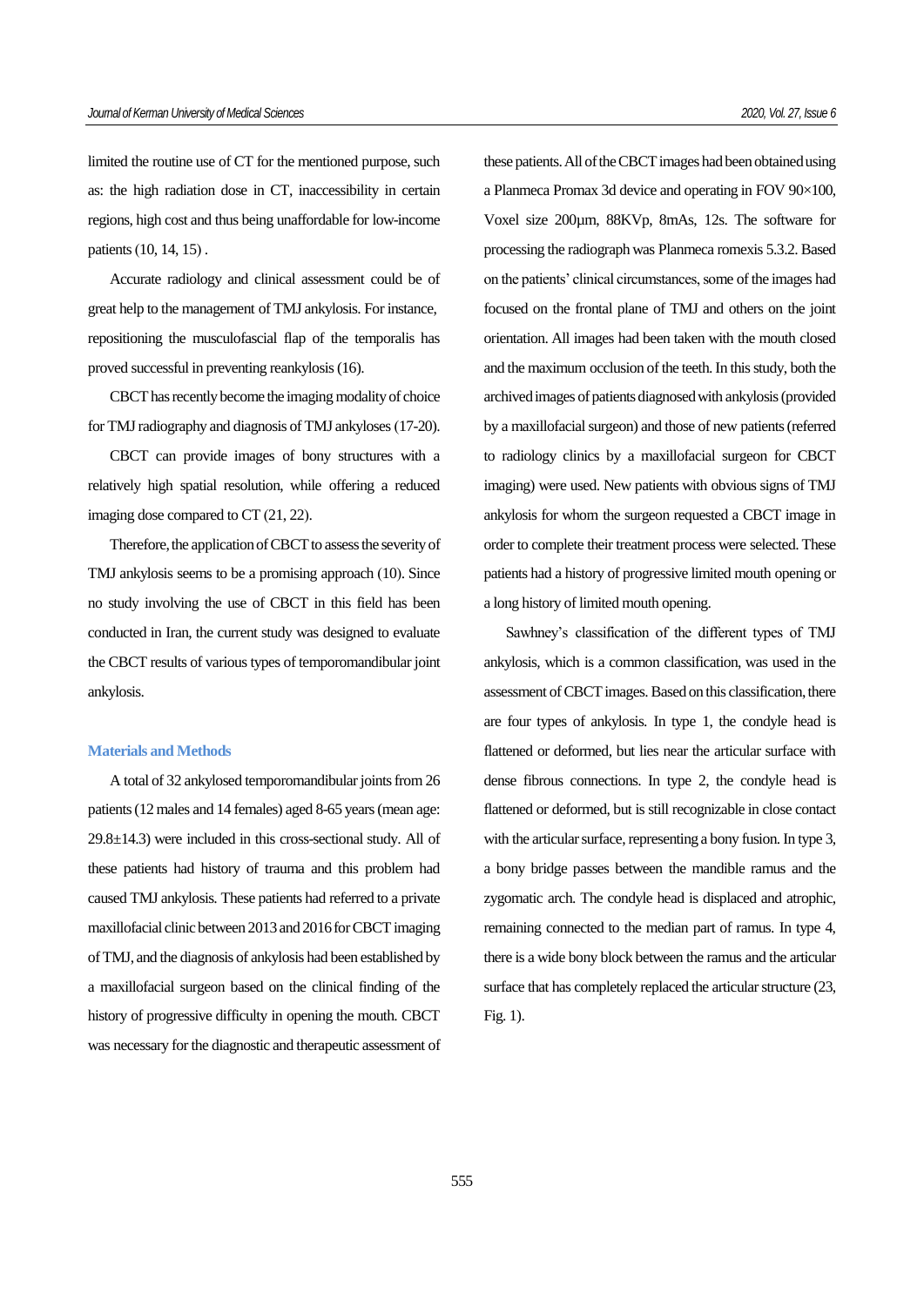limited the routine use of CT for the mentioned purpose, such as: the high radiation dose in CT, inaccessibility in certain regions, high cost and thus being unaffordable for low-income patients (10, 14, 15) .

Accurate radiology and clinical assessment could be of great help to the management of TMJ ankylosis. For instance, repositioning the musculofascial flap of the temporalis has proved successful in preventing reankylosis (16).

CBCT has recently become the imaging modality of choice for TMJ radiography and diagnosis of TMJ ankyloses (17-20).

CBCT can provide images of bony structures with a relatively high spatial resolution, while offering a reduced imaging dose compared to CT (21, 22).

Therefore, the application of CBCT to assess the severity of TMJ ankylosis seems to be a promising approach (10). Since no study involving the use of CBCT in this field has been conducted in Iran, the current study was designed to evaluate the CBCT results of various types of temporomandibular joint ankylosis.

## Materials and Methods

A total of 32 ankylosed temporomandibular joints from 26 patients (12 males and 14 females) aged 8-65 years (mean age: 29.8±14.3) were included in this cross-sectional study. All of these patients had history of trauma and this problem had caused TMJ ankylosis. These patients had referred to a private maxillofacial clinic between 2013 and 2016 for CBCT imaging of TMJ, and the diagnosis of ankylosis had been established by a maxillofacial surgeon based on the clinical finding of the history of progressive difficulty in opening the mouth. CBCT was necessary for the diagnostic and therapeutic assessment of these patients. All of the CBCT images had been obtained using a Planmeca Promax 3d device and operating in FOV 90×100, Voxel size 200µm, 88KVp, 8mAs, 12s. The software for processing the radiograph was Planmeca romexis 5.3.2. Based on the patients' clinical circumstances, some of the images had focused on the frontal plane of TMJ and others on the joint orientation. All images had been taken with the mouth closed and the maximum occlusion of the teeth. In this study, both the archived images of patients diagnosed with ankylosis (provided by a maxillofacial surgeon) and those of new patients (referred to radiology clinics by a maxillofacial surgeon for CBCT imaging) were used. New patients with obvious signs of TMJ ankylosis for whom the surgeon requested a CBCT image in order to complete their treatment process were selected. These patients had a history of progressive limited mouth opening or a long history of limited mouth opening.

Sawhney's classification of the different types of TMJ ankylosis, which is a common classification, was used in the assessment of CBCT images. Based on this classification, there are four types of ankylosis. In type 1, the condyle head is flattened or deformed, but lies near the articular surface with dense fibrous connections. In type 2, the condyle head is flattened or deformed, but is still recognizable in close contact with the articular surface, representing a bony fusion. In type 3, a bony bridge passes between the mandible ramus and the zygomatic arch. The condyle head is displaced and atrophic, remaining connected to the median part of ramus. In type 4, there is a wide bony block between the ramus and the articular surface that has completely replaced the articular structure (23, Fig. 1).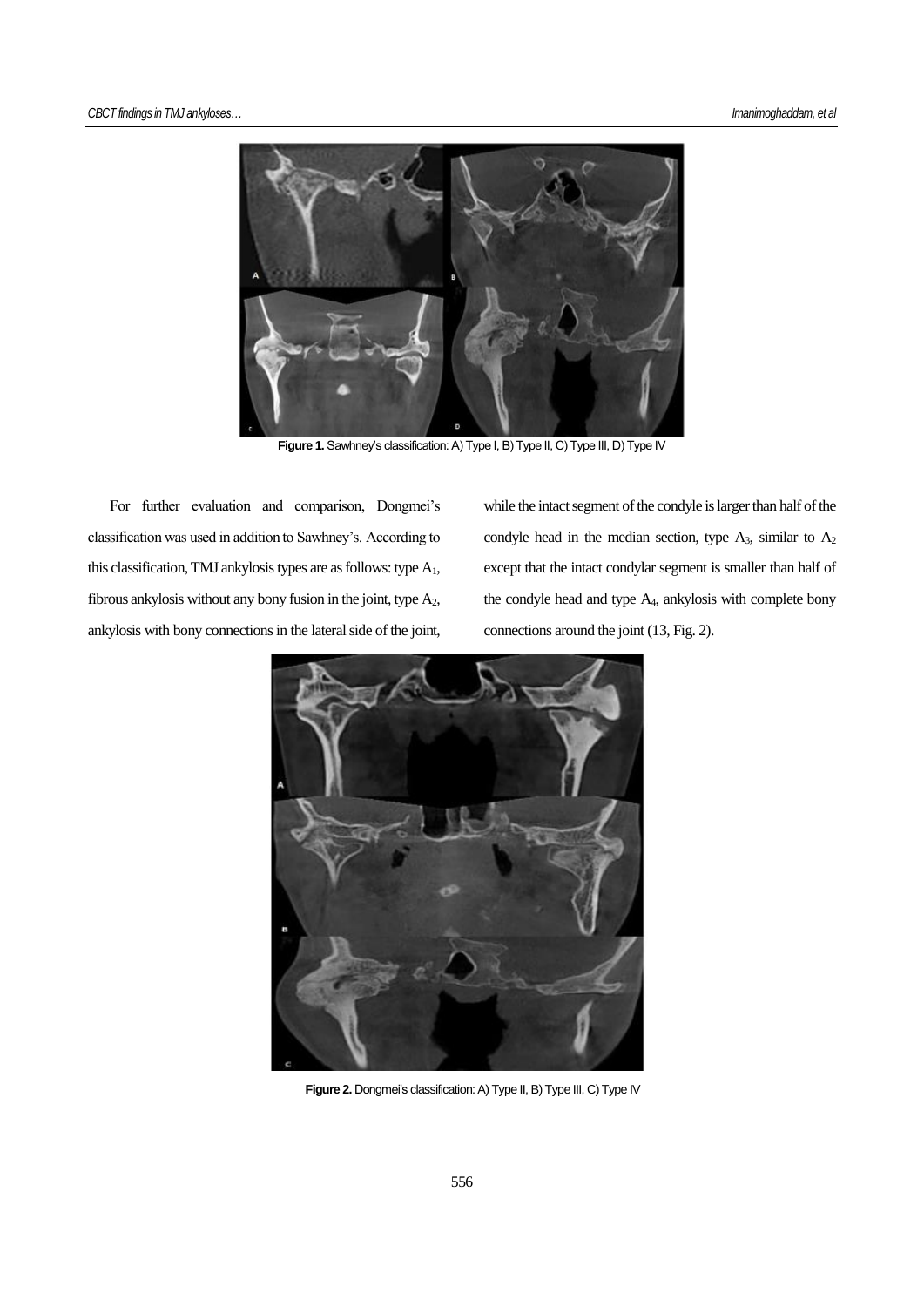Figure 1. Sawhney's classification: A) Type I, B) Type II, C) Type III, D) Type IV

For further evaluation and comparison, Dongmei's classification was used in addition to Sawhney's. According to this classification, TMJ ankylosis types are as follows: type $A_1$, fibrous ankylosis without any bony fusion in the joint, type $A_2$, ankylosis with bony connections in the lateral side of the joint, while the intact segment of the condyle is larger than half of the condyle head in the median section, type $A_3$, similar to $A_2$ except that the intact condylar segment is smaller than half of the condyle head and type $A_4$, ankylosis with complete bony connections around the joint (13, Fig. 2).

Figure 2. Dongmei's classification: A) Type II, B) Type III, C) Type IV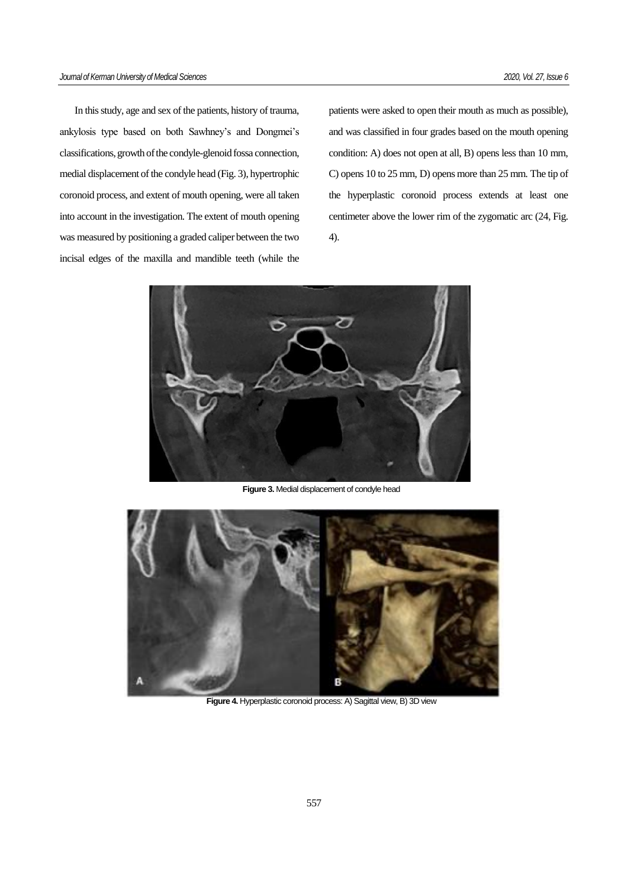In this study, age and sex of the patients, history of trauma, ankylosis type based on both Sawhney's and Dongmei's classifications, growth of the condyle-glenoid fossa connection, medial displacement of the condyle head (Fig. 3), hypertrophic coronoid process, and extent of mouth opening, were all taken into account in the investigation. The extent of mouth opening was measured by positioning a graded caliper between the two incisal edges of the maxilla and mandible teeth (while the patients were asked to open their mouth as much as possible), and was classified in four grades based on the mouth opening condition: A) does not open at all, B) opens less than 10 mm, C) opens 10 to 25 mm, D) opens more than 25 mm. The tip of the hyperplastic coronoid process extends at least one centimeter above the lower rim of the zygomatic arc (24, Fig. 4).

**Figure 3.** Medial displacement of condyle head

**Figure 4.** Hyperplastic coronoid process: A) Sagittal view, B) 3D view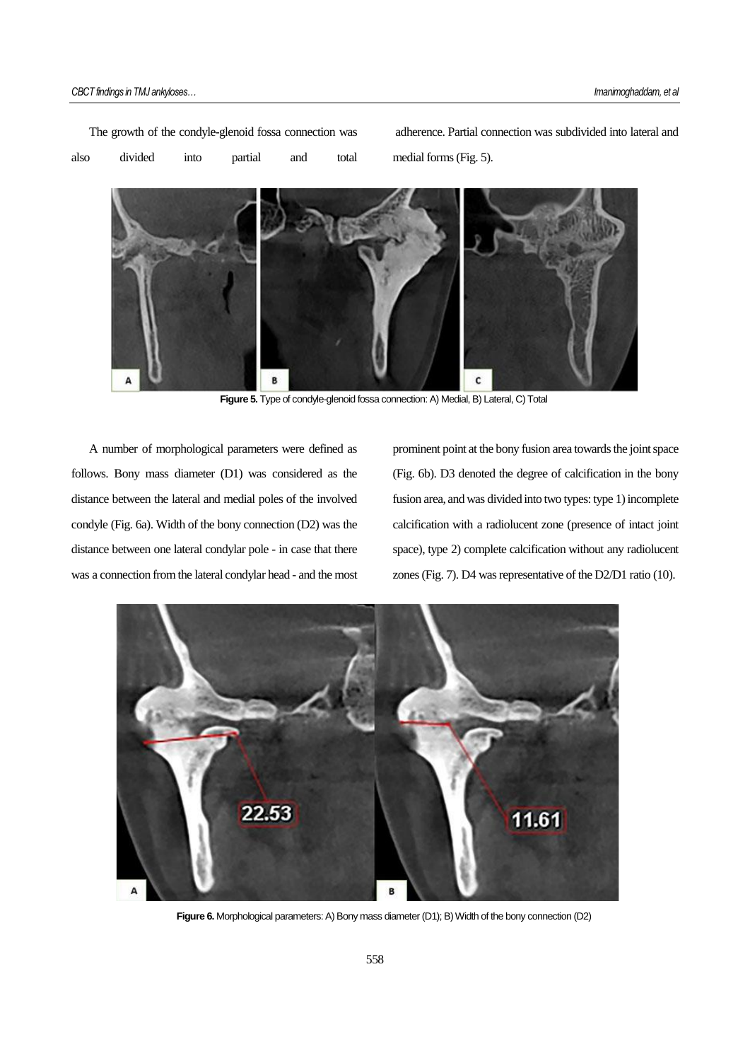The growth of the condyle-glenoid fossa connection was also divided into partial and total adherence. Partial connection was subdivided into lateral and medial forms (Fig. 5).

**Figure 5.** Type of condyle-glenoid fossa connection: A) Medial, B) Lateral, C) Total

A number of morphological parameters were defined as follows. Bony mass diameter (D1) was considered as the distance between the lateral and medial poles of the involved condyle (Fig. 6a). Width of the bony connection (D2) was the distance between one lateral condylar pole - in case that there was a connection from the lateral condylar head - and the most prominent point at the bony fusion area towards the joint space (Fig. 6b). D3 denoted the degree of calcification in the bony fusion area, and was divided into two types: type 1) incomplete calcification with a radiolucent zone (presence of intact joint space), type 2) complete calcification without any radiolucent zones (Fig. 7). D4 was representative of the D2/D1 ratio (10).

**Figure 6.** Morphological parameters: A) Bony mass diameter (D1); B) Width of the bony connection (D2)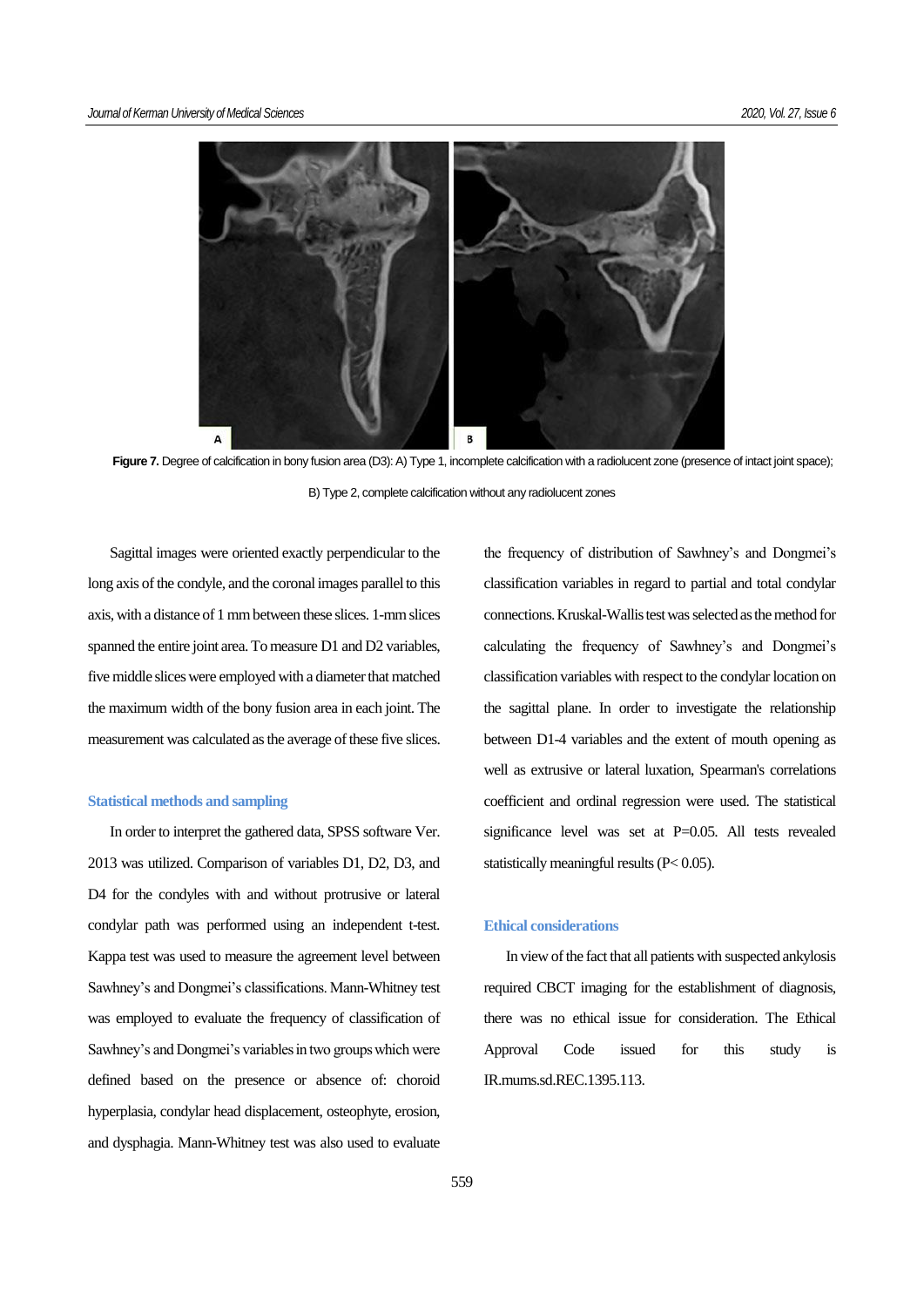**Figure 7.** Degree of calcification in bony fusion area (D3): A) Type 1, incomplete calcification with a radiolucent zone (presence of intact joint space); B) Type 2, complete calcification without any radiolucent zones

Sagittal images were oriented exactly perpendicular to the long axis of the condyle, and the coronal images parallel to this axis, with a distance of 1 mm between these slices. 1-mm slices spanned the entire joint area. To measure D1 and D2 variables, five middle slices were employed with a diameter that matched the maximum width of the bony fusion area in each joint. The measurement was calculated as the average of these five slices.

### Statistical methods and sampling

In order to interpret the gathered data, SPSS software Ver. 2013 was utilized. Comparison of variables D1, D2, D3, and D4 for the condyles with and without protrusive or lateral condylar path was performed using an independent t-test. Kappa test was used to measure the agreement level between Sawhney's and Dongmei's classifications. Mann-Whitney test was employed to evaluate the frequency of classification of Sawhney's and Dongmei's variables in two groups which were defined based on the presence or absence of: choroid hyperplasia, condylar head displacement, osteophyte, erosion, and dysphagia. Mann-Whitney test was also used to evaluate the frequency of distribution of Sawhney's and Dongmei's classification variables in regard to partial and total condylar connections. Kruskal-Wallis test was selected as the method for calculating the frequency of Sawhney's and Dongmei's classification variables with respect to the condylar location on the sagittal plane. In order to investigate the relationship between D1-4 variables and the extent of mouth opening as well as extrusive or lateral luxation, Spearman's correlations coefficient and ordinal regression were used. The statistical significance level was set at $P=0.05$. All tests revealed statistically meaningful results ($P< 0.05$).

### Ethical considerations

In view of the fact that all patients with suspected ankylosis required CBCT imaging for the establishment of diagnosis, there was no ethical issue for consideration. The Ethical Approval Code issued for this study is IR.mums.sd.REC.1395.113.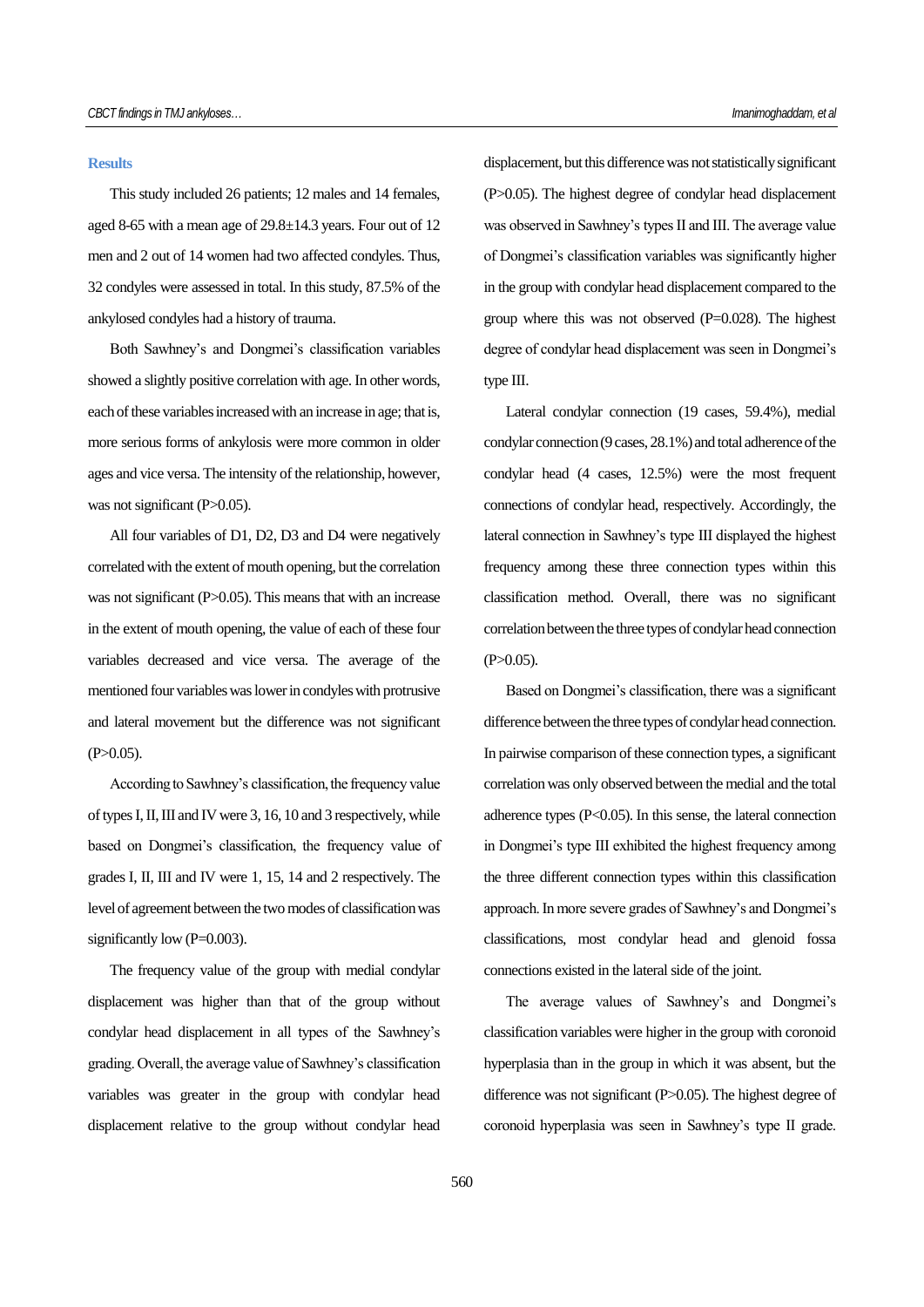## Results

This study included 26 patients; 12 males and 14 females, aged 8-65 with a mean age of 29.8±14.3 years. Four out of 12 men and 2 out of 14 women had two affected condyles. Thus, 32 condyles were assessed in total. In this study, 87.5% of the ankylosed condyles had a history of trauma.

Both Sawhney's and Dongmei's classification variables showed a slightly positive correlation with age. In other words, each of these variables increased with an increase in age; that is, more serious forms of ankylosis were more common in older ages and vice versa. The intensity of the relationship, however, was not significant (P>0.05).

All four variables of D1, D2, D3 and D4 were negatively correlated with the extent of mouth opening, but the correlation was not significant (P>0.05). This means that with an increase in the extent of mouth opening, the value of each of these four variables decreased and vice versa. The average of the mentioned four variables was lower in condyles with protrusive and lateral movement but the difference was not significant (P>0.05).

According to Sawhney's classification, the frequency value of types I, II, III and IV were 3, 16, 10 and 3 respectively, while based on Dongmei's classification, the frequency value of grades I, II, III and IV were 1, 15, 14 and 2 respectively. The level of agreement between the two modes of classification was significantly low (P=0.003).

The frequency value of the group with medial condylar displacement was higher than that of the group without condylar head displacement in all types of the Sawhney's grading. Overall, the average value of Sawhney's classification variables was greater in the group with condylar head displacement relative to the group without condylar head displacement, but this difference was not statistically significant (P>0.05). The highest degree of condylar head displacement was observed in Sawhney's types II and III. The average value of Dongmei's classification variables was significantly higher in the group with condylar head displacement compared to the group where this was not observed (P=0.028). The highest degree of condylar head displacement was seen in Dongmei's type III.

Lateral condylar connection (19 cases, 59.4%), medial condylar connection (9 cases, 28.1%) and total adherence of the condylar head (4 cases, 12.5%) were the most frequent connections of condylar head, respectively. Accordingly, the lateral connection in Sawhney's type III displayed the highest frequency among these three connection types within this classification method. Overall, there was no significant correlation between the three types of condylar head connection (P>0.05).

Based on Dongmei's classification, there was a significant difference between the three types of condylar head connection. In pairwise comparison of these connection types, a significant correlation was only observed between the medial and the total adherence types (P<0.05). In this sense, the lateral connection in Dongmei's type III exhibited the highest frequency among the three different connection types within this classification approach. In more severe grades of Sawhney's and Dongmei's classifications, most condylar head and glenoid fossa connections existed in the lateral side of the joint.

The average values of Sawhney's and Dongmei's classification variables were higher in the group with coronoid hyperplasia than in the group in which it was absent, but the difference was not significant (P>0.05). The highest degree of coronoid hyperplasia was seen in Sawhney's type II grade.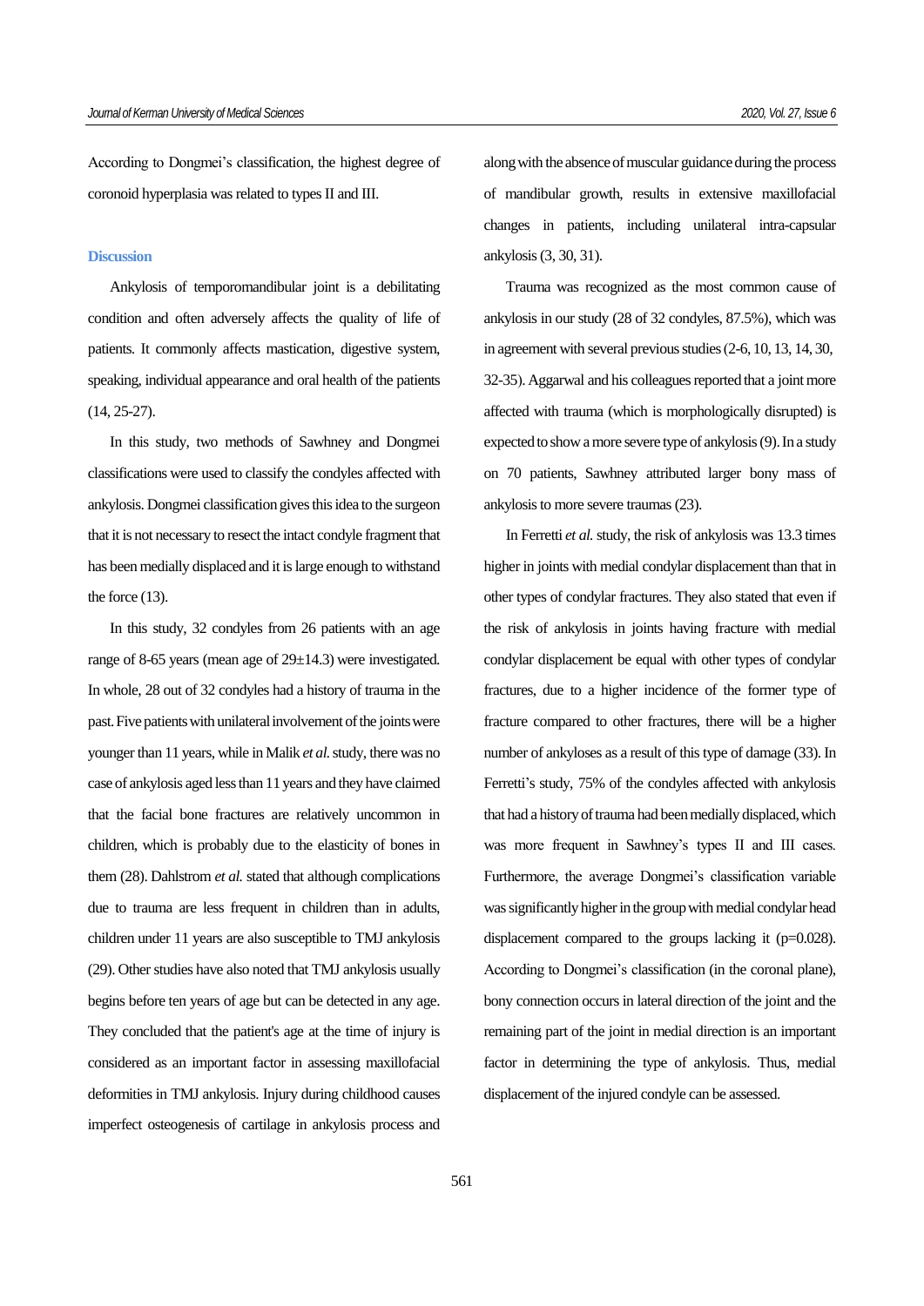According to Dongmei's classification, the highest degree of coronoid hyperplasia was related to types II and III.

## Discussion

Ankylosis of temporomandibular joint is a debilitating condition and often adversely affects the quality of life of patients. It commonly affects mastication, digestive system, speaking, individual appearance and oral health of the patients (14, 25-27).

In this study, two methods of Sawhney and Dongmei classifications were used to classify the condyles affected with ankylosis. Dongmei classification gives this idea to the surgeon that it is not necessary to resect the intact condyle fragment that has been medially displaced and it is large enough to withstand the force (13).

In this study, 32 condyles from 26 patients with an age range of 8-65 years (mean age of 29±14.3) were investigated. In whole, 28 out of 32 condyles had a history of trauma in the past. Five patients with unilateral involvement of the joints were younger than 11 years, while in Malik *et al.* study, there was no case of ankylosis aged less than 11 years and they have claimed that the facial bone fractures are relatively uncommon in children, which is probably due to the elasticity of bones in them (28). Dahlstrom *et al.* stated that although complications due to trauma are less frequent in children than in adults, children under 11 years are also susceptible to TMJ ankylosis (29). Other studies have also noted that TMJ ankylosis usually begins before ten years of age but can be detected in any age. They concluded that the patient's age at the time of injury is considered as an important factor in assessing maxillofacial deformities in TMJ ankylosis. Injury during childhood causes imperfect osteogenesis of cartilage in ankylosis process and along with the absence of muscular guidance during the process of mandibular growth, results in extensive maxillofacial changes in patients, including unilateral intra-capsular ankylosis (3, 30, 31).

Trauma was recognized as the most common cause of ankylosis in our study (28 of 32 condyles, 87.5%), which was in agreement with several previous studies (2-6, 10, 13, 14, 30, 32-35). Aggarwal and his colleagues reported that a joint more affected with trauma (which is morphologically disrupted) is expected to show a more severe type of ankylosis (9). In a study on 70 patients, Sawhney attributed larger bony mass of ankylosis to more severe traumas (23).

In Ferretti *et al.* study, the risk of ankylosis was 13.3 times higher in joints with medial condylar displacement than that in other types of condylar fractures. They also stated that even if the risk of ankylosis in joints having fracture with medial condylar displacement be equal with other types of condylar fractures, due to a higher incidence of the former type of fracture compared to other fractures, there will be a higher number of ankyloses as a result of this type of damage (33). In Ferretti's study, 75% of the condyles affected with ankylosis that had a history of trauma had been medially displaced, which was more frequent in Sawhney's types II and III cases. Furthermore, the average Dongmei's classification variable was significantly higher in the group with medial condylar head displacement compared to the groups lacking it ($p=0.028$). According to Dongmei's classification (in the coronal plane), bony connection occurs in lateral direction of the joint and the remaining part of the joint in medial direction is an important factor in determining the type of ankylosis. Thus, medial displacement of the injured condyle can be assessed.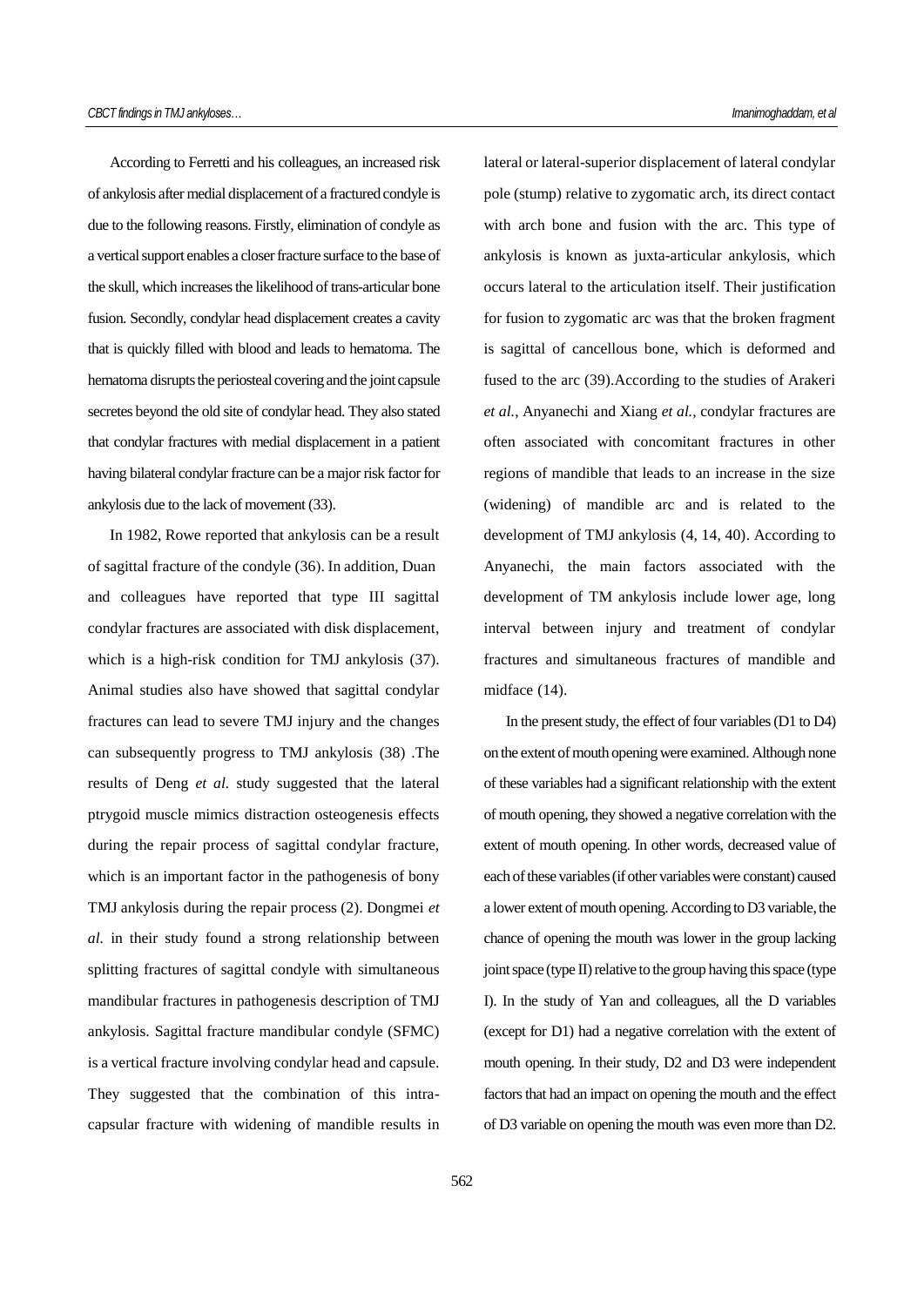According to Ferretti and his colleagues, an increased risk of ankylosis after medial displacement of a fractured condyle is due to the following reasons. Firstly, elimination of condyle as a vertical support enables a closer fracture surface to the base of the skull, which increases the likelihood of trans-articular bone fusion. Secondly, condylar head displacement creates a cavity that is quickly filled with blood and leads to hematoma. The hematoma disrupts the periosteal covering and the joint capsule secretes beyond the old site of condylar head. They also stated that condylar fractures with medial displacement in a patient having bilateral condylar fracture can be a major risk factor for ankylosis due to the lack of movement (33).

In 1982, Rowe reported that ankylosis can be a result of sagittal fracture of the condyle (36). In addition, Duan and colleagues have reported that type III sagittal condylar fractures are associated with disk displacement, which is a high-risk condition for TMJ ankylosis (37). Animal studies also have showed that sagittal condylar fractures can lead to severe TMJ injury and the changes can subsequently progress to TMJ ankylosis (38) .The results of Deng *et al.* study suggested that the lateral ptrygoid muscle mimics distraction osteogenesis effects during the repair process of sagittal condylar fracture, which is an important factor in the pathogenesis of bony TMJ ankylosis during the repair process (2). Dongmei *et al.* in their study found a strong relationship between splitting fractures of sagittal condyle with simultaneous mandibular fractures in pathogenesis description of TMJ ankylosis. Sagittal fracture mandibular condyle (SFMC) is a vertical fracture involving condylar head and capsule. They suggested that the combination of this intra-capsular fracture with widening of mandible results in lateral or lateral-superior displacement of lateral condylar pole (stump) relative to zygomatic arch, its direct contact with arch bone and fusion with the arc. This type of ankylosis is known as juxta-articular ankylosis, which occurs lateral to the articulation itself. Their justification for fusion to zygomatic arc was that the broken fragment is sagittal of cancellous bone, which is deformed and fused to the arc (39).According to the studies of Arakeri *et al.*, Anyanechi and Xiang *et al.*, condylar fractures are often associated with concomitant fractures in other regions of mandible that leads to an increase in the size (widening) of mandible arc and is related to the development of TMJ ankylosis (4, 14, 40). According to Anyanechi, the main factors associated with the development of TM ankylosis include lower age, long interval between injury and treatment of condylar fractures and simultaneous fractures of mandible and midface (14).

In the present study, the effect of four variables (D1 to D4) on the extent of mouth opening were examined. Although none of these variables had a significant relationship with the extent of mouth opening, they showed a negative correlation with the extent of mouth opening. In other words, decreased value of each of these variables (if other variables were constant) caused a lower extent of mouth opening. According to D3 variable, the chance of opening the mouth was lower in the group lacking joint space (type II) relative to the group having this space (type I). In the study of Yan and colleagues, all the D variables (except for D1) had a negative correlation with the extent of mouth opening. In their study, D2 and D3 were independent factors that had an impact on opening the mouth and the effect of D3 variable on opening the mouth was even more than D2.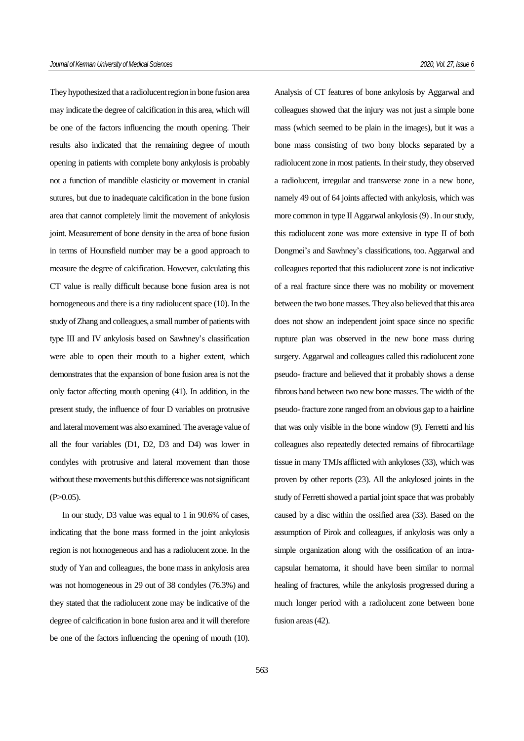They hypothesized that a radiolucent region in bone fusion area may indicate the degree of calcification in this area, which will be one of the factors influencing the mouth opening. Their results also indicated that the remaining degree of mouth opening in patients with complete bony ankylosis is probably not a function of mandible elasticity or movement in cranial sutures, but due to inadequate calcification in the bone fusion area that cannot completely limit the movement of ankylosis joint. Measurement of bone density in the area of bone fusion in terms of Hounsfield number may be a good approach to measure the degree of calcification. However, calculating this CT value is really difficult because bone fusion area is not homogeneous and there is a tiny radiolucent space (10). In the study of Zhang and colleagues, a small number of patients with type III and IV ankylosis based on Sawhney's classification were able to open their mouth to a higher extent, which demonstrates that the expansion of bone fusion area is not the only factor affecting mouth opening (41). In addition, in the present study, the influence of four D variables on protrusive and lateral movement was also examined. The average value of all the four variables (D1, D2, D3 and D4) was lower in condyles with protrusive and lateral movement than those without these movements but this difference was not significant ($P>0.05$).

In our study, D3 value was equal to 1 in 90.6% of cases, indicating that the bone mass formed in the joint ankylosis region is not homogeneous and has a radiolucent zone. In the study of Yan and colleagues, the bone mass in ankylosis area was not homogeneous in 29 out of 38 condyles (76.3%) and they stated that the radiolucent zone may be indicative of the degree of calcification in bone fusion area and it will therefore be one of the factors influencing the opening of mouth (10).

Analysis of CT features of bone ankylosis by Aggarwal and colleagues showed that the injury was not just a simple bone mass (which seemed to be plain in the images), but it was a bone mass consisting of two bony blocks separated by a radiolucent zone in most patients. In their study, they observed a radiolucent, irregular and transverse zone in a new bone, namely 49 out of 64 joints affected with ankylosis, which was more common in type II Aggarwal ankylosis (9) . In our study, this radiolucent zone was more extensive in type II of both Dongmei's and Sawhney's classifications, too. Aggarwal and colleagues reported that this radiolucent zone is not indicative of a real fracture since there was no mobility or movement between the two bone masses. They also believed that this area does not show an independent joint space since no specific rupture plan was observed in the new bone mass during surgery. Aggarwal and colleagues called this radiolucent zone pseudo- fracture and believed that it probably shows a dense fibrous band between two new bone masses. The width of the pseudo- fracture zone ranged from an obvious gap to a hairline that was only visible in the bone window (9). Ferretti and his colleagues also repeatedly detected remains of fibrocartilage tissue in many TMJs afflicted with ankyloses (33), which was proven by other reports (23). All the ankylosed joints in the study of Ferretti showed a partial joint space that was probably caused by a disc within the ossified area (33). Based on the assumption of Pirok and colleagues, if ankylosis was only a simple organization along with the ossification of an intra-capsular hematoma, it should have been similar to normal healing of fractures, while the ankylosis progressed during a much longer period with a radiolucent zone between bone fusion areas (42).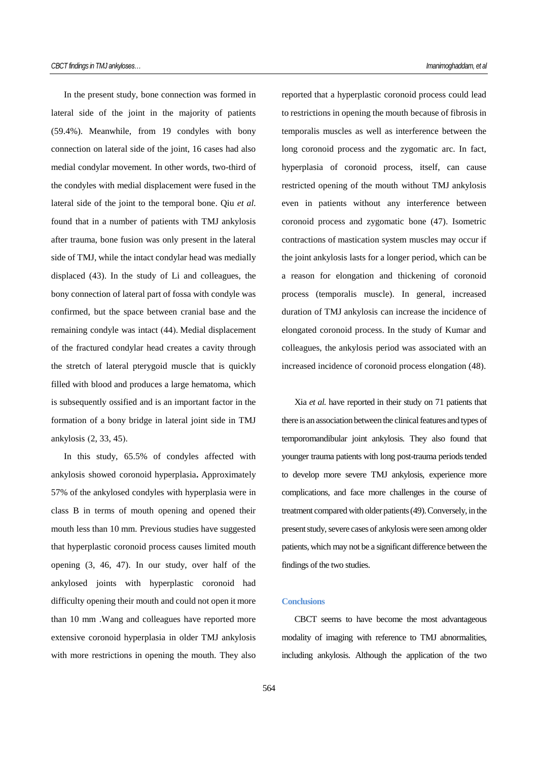In the present study, bone connection was formed in lateral side of the joint in the majority of patients (59.4%). Meanwhile, from 19 condyles with bony connection on lateral side of the joint, 16 cases had also medial condylar movement. In other words, two-third of the condyles with medial displacement were fused in the lateral side of the joint to the temporal bone. Qiu *et al.* found that in a number of patients with TMJ ankylosis after trauma, bone fusion was only present in the lateral side of TMJ, while the intact condylar head was medially displaced (43). In the study of Li and colleagues, the bony connection of lateral part of fossa with condyle was confirmed, but the space between cranial base and the remaining condyle was intact (44). Medial displacement of the fractured condylar head creates a cavity through the stretch of lateral pterygoid muscle that is quickly filled with blood and produces a large hematoma, which is subsequently ossified and is an important factor in the formation of a bony bridge in lateral joint side in TMJ ankylosis (2, 33, 45).

In this study, 65.5% of condyles affected with ankylosis showed coronoid hyperplasia**.** Approximately 57% of the ankylosed condyles with hyperplasia were in class B in terms of mouth opening and opened their mouth less than 10 mm. Previous studies have suggested that hyperplastic coronoid process causes limited mouth opening (3, 46, 47). In our study, over half of the ankylosed joints with hyperplastic coronoid had difficulty opening their mouth and could not open it more than 10 mm .Wang and colleagues have reported more extensive coronoid hyperplasia in older TMJ ankylosis with more restrictions in opening the mouth. They also reported that a hyperplastic coronoid process could lead to restrictions in opening the mouth because of fibrosis in temporalis muscles as well as interference between the long coronoid process and the zygomatic arc. In fact, hyperplasia of coronoid process, itself, can cause restricted opening of the mouth without TMJ ankylosis even in patients without any interference between coronoid process and zygomatic bone (47). Isometric contractions of mastication system muscles may occur if the joint ankylosis lasts for a longer period, which can be a reason for elongation and thickening of coronoid process (temporalis muscle). In general, increased duration of TMJ ankylosis can increase the incidence of elongated coronoid process. In the study of Kumar and colleagues, the ankylosis period was associated with an increased incidence of coronoid process elongation (48).

Xia *et al.* have reported in their study on 71 patients that there is an association between the clinical features and types of temporomandibular joint ankylosis. They also found that younger trauma patients with long post-trauma periods tended to develop more severe TMJ ankylosis, experience more complications, and face more challenges in the course of treatment compared with older patients (49). Conversely, in the present study, severe cases of ankylosis were seen among older patients, which may not be a significant difference between the findings of the two studies.

## Conclusions

CBCT seems to have become the most advantageous modality of imaging with reference to TMJ abnormalities, including ankylosis. Although the application of the two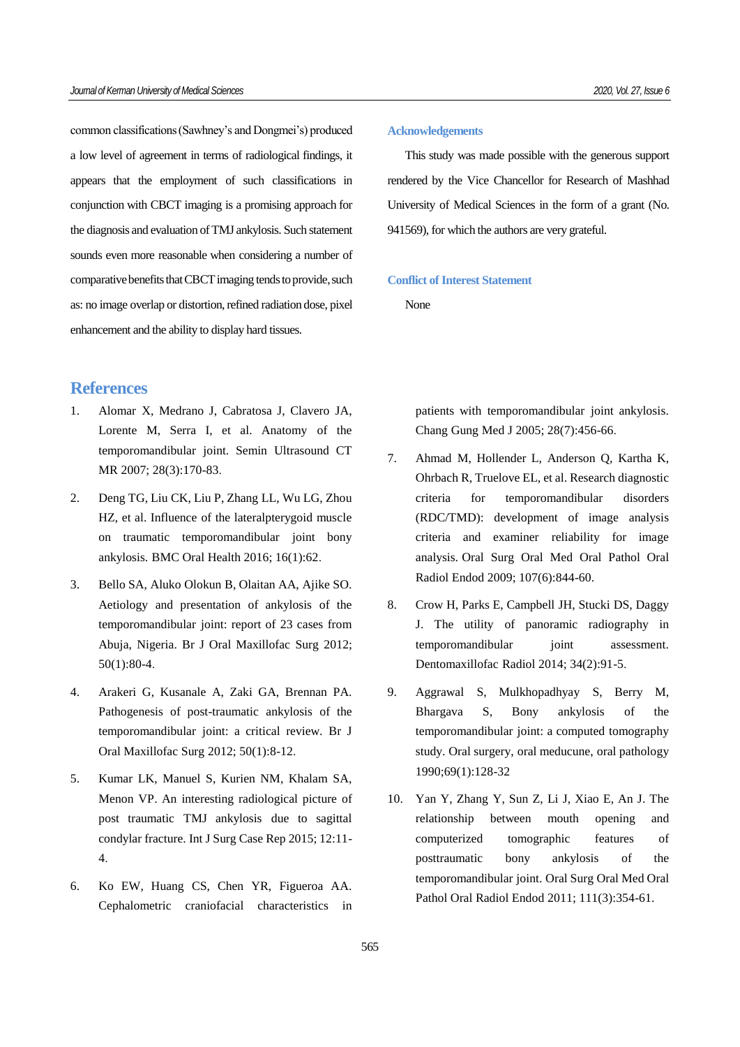common classifications (Sawhney's and Dongmei's) produced a low level of agreement in terms of radiological findings, it appears that the employment of such classifications in conjunction with CBCT imaging is a promising approach for the diagnosis and evaluation of TMJ ankylosis. Such statement sounds even more reasonable when considering a number of comparative benefits that CBCT imaging tends to provide, such as: no image overlap or distortion, refined radiation dose, pixel enhancement and the ability to display hard tissues.

### Acknowledgements

This study was made possible with the generous support rendered by the Vice Chancellor for Research of Mashhad University of Medical Sciences in the form of a grant (No. 941569), for which the authors are very grateful.

### Conflict of Interest Statement

None

## References

1. Alomar X, Medrano J, Cabratosa J, Clavero JA, Lorente M, Serra I, et al. Anatomy of the temporomandibular joint. Semin Ultrasound CT MR 2007; 28(3):170-83.
2. Deng TG, Liu CK, Liu P, Zhang LL, Wu LG, Zhou HZ, et al. Influence of the lateralpterygoid muscle on traumatic temporomandibular joint bony ankylosis. BMC Oral Health 2016; 16(1):62.
3. Bello SA, Aluko Olokun B, Olaitan AA, Ajike SO. Aetiology and presentation of ankylosis of the temporomandibular joint: report of 23 cases from Abuja, Nigeria. Br J Oral Maxillofac Surg 2012; 50(1):80-4.
4. Arakeri G, Kusanale A, Zaki GA, Brennan PA. Pathogenesis of post-traumatic ankylosis of the temporomandibular joint: a critical review. Br J Oral Maxillofac Surg 2012; 50(1):8-12.
5. Kumar LK, Manuel S, Kurien NM, Khalam SA, Menon VP. An interesting radiological picture of post traumatic TMJ ankylosis due to sagittal condylar fracture. Int J Surg Case Rep 2015; 12:11-4.
6. Ko EW, Huang CS, Chen YR, Figueroa AA. Cephalometric craniofacial characteristics in patients with temporomandibular joint ankylosis. Chang Gung Med J 2005; 28(7):456-66.
7. Ahmad M, Hollender L, Anderson Q, Kartha K, Ohrbach R, Truelove EL, et al. Research diagnostic criteria for temporomandibular disorders (RDC/TMD): development of image analysis criteria and examiner reliability for image analysis. Oral Surg Oral Med Oral Pathol Oral Radiol Endod 2009; 107(6):844-60.
8. Crow H, Parks E, Campbell JH, Stucki DS, Daggy J. The utility of panoramic radiography in temporomandibular joint assessment. Dentomaxillofac Radiol 2014; 34(2):91-5.
9. Aggrawal S, Mulkhopadhyay S, Berry M, Bhargava S, Bony ankylosis of the temporomandibular joint: a computed tomography study. Oral surgery, oral meducune, oral pathology 1990;69(1):128-32
10. Yan Y, Zhang Y, Sun Z, Li J, Xiao E, An J. The relationship between mouth opening and computerized tomographic features of posttraumatic bony ankylosis of the temporomandibular joint. Oral Surg Oral Med Oral Pathol Oral Radiol Endod 2011; 111(3):354-61.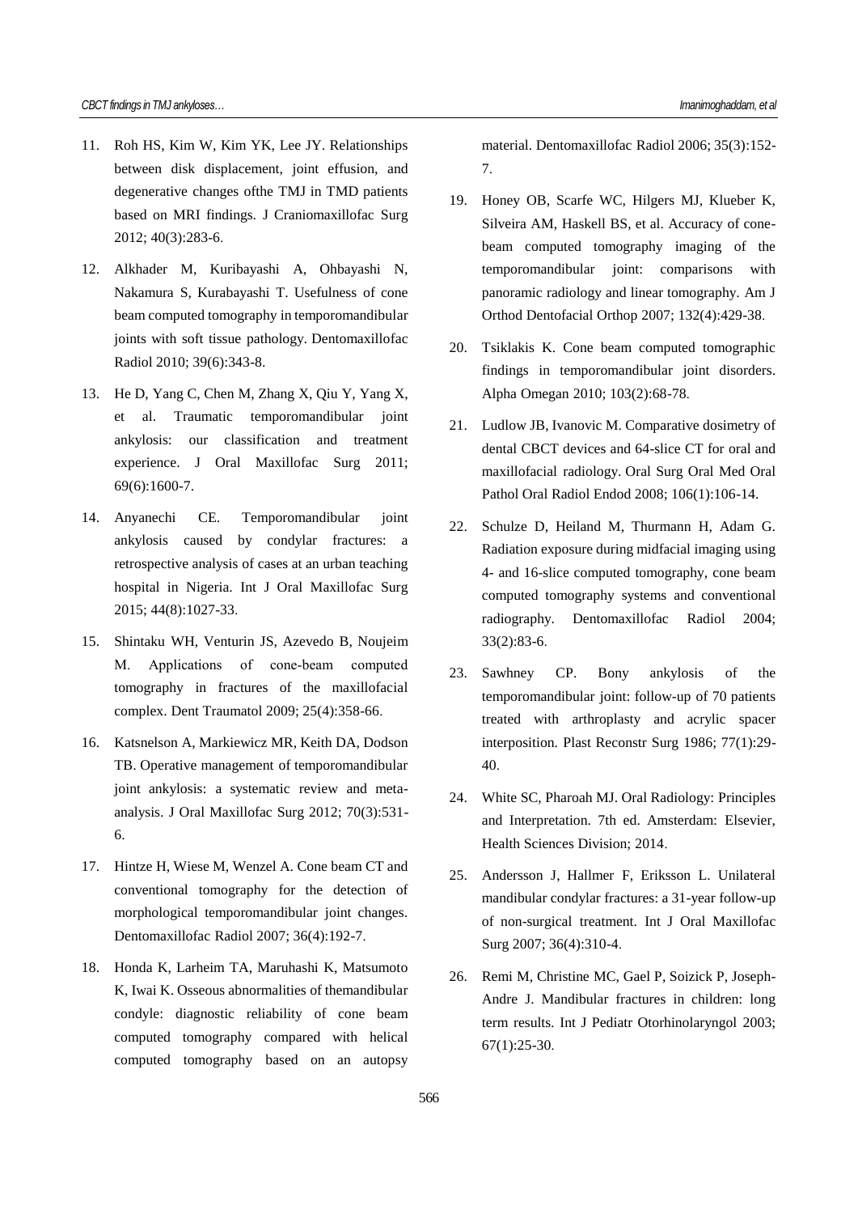11. Roh HS, Kim W, Kim YK, Lee JY. Relationships between disk displacement, joint effusion, and degenerative changes ofthe TMJ in TMD patients based on MRI findings. J Craniomaxillofac Surg 2012; 40(3):283-6.

12. Alkhader M, Kuribayashi A, Ohbayashi N, Nakamura S, Kurabayashi T. Usefulness of cone beam computed tomography in temporomandibular joints with soft tissue pathology. Dentomaxillofac Radiol 2010; 39(6):343-8.

13. He D, Yang C, Chen M, Zhang X, Qiu Y, Yang X, et al. Traumatic temporomandibular joint ankylosis: our classification and treatment experience. J Oral Maxillofac Surg 2011; 69(6):1600-7.

14. Anyanechi CE. Temporomandibular joint ankylosis caused by condylar fractures: a retrospective analysis of cases at an urban teaching hospital in Nigeria. Int J Oral Maxillofac Surg 2015; 44(8):1027-33.

15. Shintaku WH, Venturin JS, Azevedo B, Noujeim M. Applications of cone-beam computed tomography in fractures of the maxillofacial complex. Dent Traumatol 2009; 25(4):358-66.

16. Katsnelson A, Markiewicz MR, Keith DA, Dodson TB. Operative management of temporomandibular joint ankylosis: a systematic review and meta-analysis. J Oral Maxillofac Surg 2012; 70(3):531-6.

17. Hintze H, Wiese M, Wenzel A. Cone beam CT and conventional tomography for the detection of morphological temporomandibular joint changes. Dentomaxillofac Radiol 2007; 36(4):192-7.

18. Honda K, Larheim TA, Maruhashi K, Matsumoto K, Iwai K. Osseous abnormalities of themandibular condyle: diagnostic reliability of cone beam computed tomography compared with helical computed tomography based on an autopsy material. Dentomaxillofac Radiol 2006; 35(3):152-7.

19. Honey OB, Scarfe WC, Hilgers MJ, Klueber K, Silveira AM, Haskell BS, et al. Accuracy of cone-beam computed tomography imaging of the temporomandibular joint: comparisons with panoramic radiology and linear tomography. Am J Orthod Dentofacial Orthop 2007; 132(4):429-38.

20. Tsiklakis K. Cone beam computed tomographic findings in temporomandibular joint disorders. Alpha Omegan 2010; 103(2):68-78.

21. Ludlow JB, Ivanovic M. Comparative dosimetry of dental CBCT devices and 64-slice CT for oral and maxillofacial radiology. Oral Surg Oral Med Oral Pathol Oral Radiol Endod 2008; 106(1):106-14.

22. Schulze D, Heiland M, Thurmann H, Adam G. Radiation exposure during midfacial imaging using 4- and 16-slice computed tomography, cone beam computed tomography systems and conventional radiography. Dentomaxillofac Radiol 2004; 33(2):83-6.

23. Sawhney CP. Bony ankylosis of the temporomandibular joint: follow-up of 70 patients treated with arthroplasty and acrylic spacer interposition. Plast Reconstr Surg 1986; 77(1):29-40.

24. White SC, Pharoah MJ. Oral Radiology: Principles and Interpretation. 7th ed. Amsterdam: Elsevier, Health Sciences Division; 2014.

25. Andersson J, Hallmer F, Eriksson L. Unilateral mandibular condylar fractures: a 31-year follow-up of non-surgical treatment. Int J Oral Maxillofac Surg 2007; 36(4):310-4.

26. Remi M, Christine MC, Gael P, Soizick P, Joseph-Andre J. Mandibular fractures in children: long term results. Int J Pediatr Otorhinolaryngol 2003; 67(1):25-30.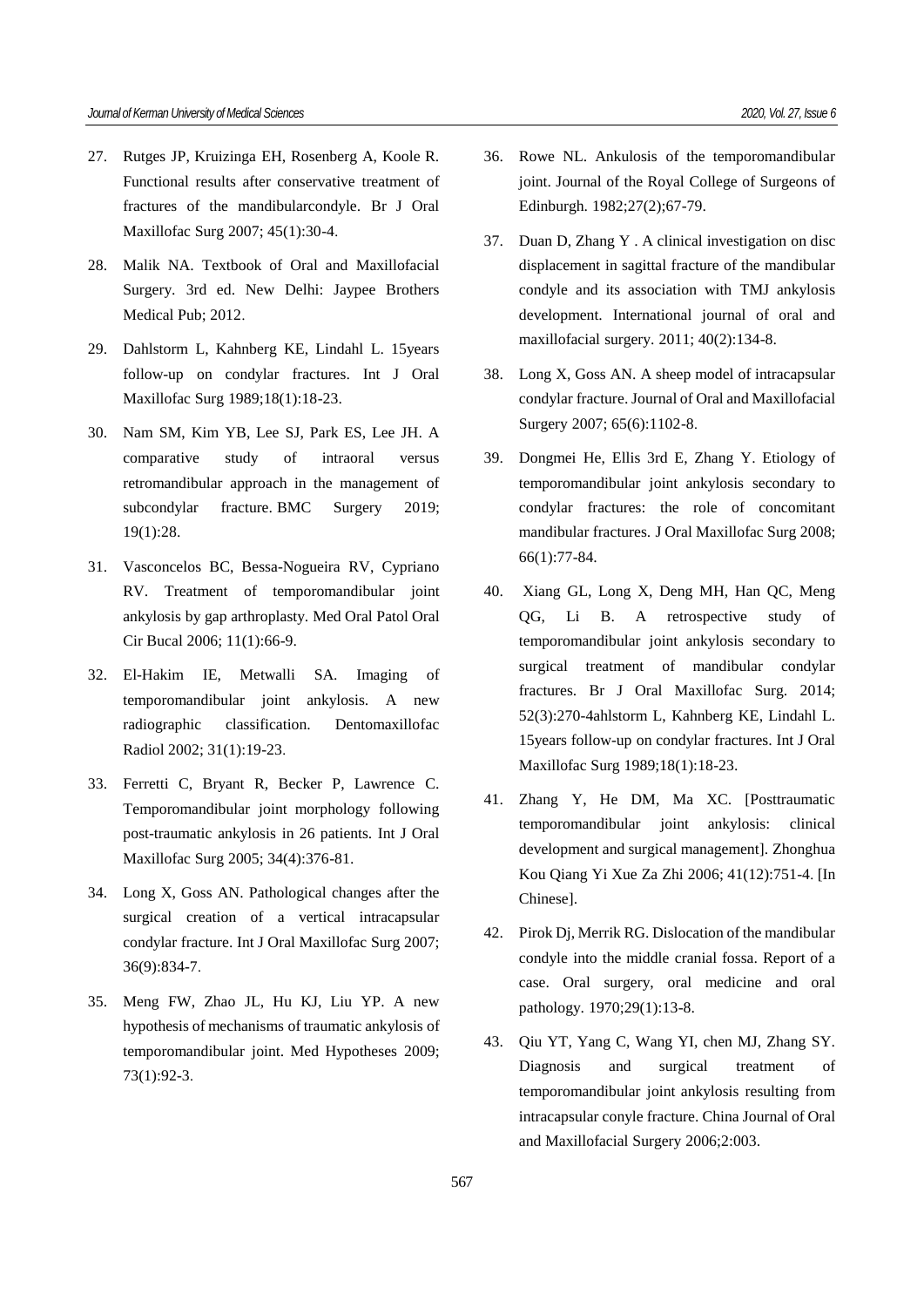27. Rutges JP, Kruizinga EH, Rosenberg A, Koole R. Functional results after conservative treatment of fractures of the mandibularcondyle. Br J Oral Maxillofac Surg 2007; 45(1):30-4.

28. Malik NA. Textbook of Oral and Maxillofacial Surgery. 3rd ed. New Delhi: Jaypee Brothers Medical Pub; 2012.

29. Dahlstorm L, Kahnberg KE, Lindahl L. 15years follow-up on condylar fractures. Int J Oral Maxillofac Surg 1989;18(1):18-23.

30. Nam SM, Kim YB, Lee SJ, Park ES, Lee JH. A comparative study of intraoral versus retromandibular approach in the management of subcondylar fracture. BMC Surgery 2019; 19(1):28.

31. Vasconcelos BC, Bessa-Nogueira RV, Cypriano RV. Treatment of temporomandibular joint ankylosis by gap arthroplasty. Med Oral Patol Oral Cir Bucal 2006; 11(1):66-9.

32. El-Hakim IE, Metwalli SA. Imaging of temporomandibular joint ankylosis. A new radiographic classification. Dentomaxillofac Radiol 2002; 31(1):19-23.

33. Ferretti C, Bryant R, Becker P, Lawrence C. Temporomandibular joint morphology following post-traumatic ankylosis in 26 patients. Int J Oral Maxillofac Surg 2005; 34(4):376-81.

34. Long X, Goss AN. Pathological changes after the surgical creation of a vertical intracapsular condylar fracture. Int J Oral Maxillofac Surg 2007; 36(9):834-7.

35. Meng FW, Zhao JL, Hu KJ, Liu YP. A new hypothesis of mechanisms of traumatic ankylosis of temporomandibular joint. Med Hypotheses 2009; 73(1):92-3.

36. Rowe NL. Ankulosis of the temporomandibular joint. Journal of the Royal College of Surgeons of Edinburgh. 1982;27(2);67-79.

37. Duan D, Zhang Y . A clinical investigation on disc displacement in sagittal fracture of the mandibular condyle and its association with TMJ ankylosis development. International journal of oral and maxillofacial surgery. 2011; 40(2):134-8.

38. Long X, Goss AN. A sheep model of intracapsular condylar fracture. Journal of Oral and Maxillofacial Surgery 2007; 65(6):1102-8.

39. Dongmei He, Ellis 3rd E, Zhang Y. Etiology of temporomandibular joint ankylosis secondary to condylar fractures: the role of concomitant mandibular fractures. J Oral Maxillofac Surg 2008; 66(1):77-84.

40. Xiang GL, Long X, Deng MH, Han QC, Meng QG, Li B. A retrospective study of temporomandibular joint ankylosis secondary to surgical treatment of mandibular condylar fractures. Br J Oral Maxillofac Surg. 2014; 52(3):270-4ahlstorm L, Kahnberg KE, Lindahl L. 15years follow-up on condylar fractures. Int J Oral Maxillofac Surg 1989;18(1):18-23.

41. Zhang Y, He DM, Ma XC. [Posttraumatic temporomandibular joint ankylosis: clinical development and surgical management]. Zhonghua Kou Qiang Yi Xue Za Zhi 2006; 41(12):751-4. [In Chinese].

42. Pirok Dj, Merrik RG. Dislocation of the mandibular condyle into the middle cranial fossa. Report of a case. Oral surgery, oral medicine and oral pathology. 1970;29(1):13-8.

43. Qiu YT, Yang C, Wang YI, chen MJ, Zhang SY. Diagnosis and surgical treatment of temporomandibular joint ankylosis resulting from intracapsular conyle fracture. China Journal of Oral and Maxillofacial Surgery 2006;2:003.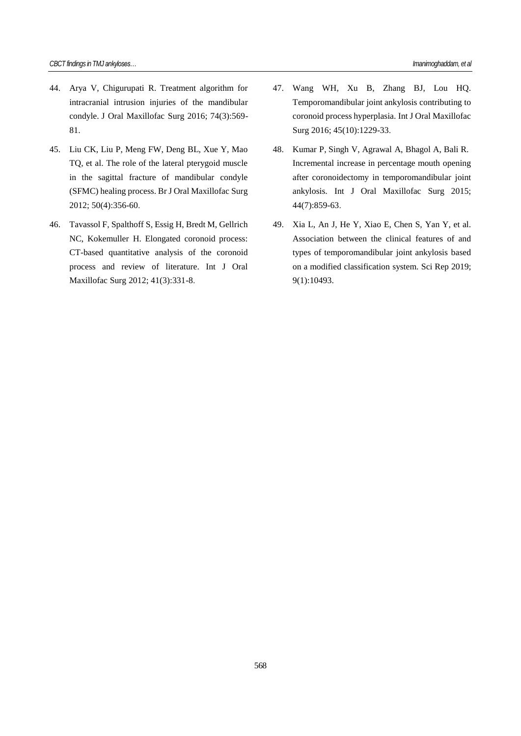44. Arya V, Chigurupati R. Treatment algorithm for intracranial intrusion injuries of the mandibular condyle. J Oral Maxillofac Surg 2016; 74(3):569-81.

45. Liu CK, Liu P, Meng FW, Deng BL, Xue Y, Mao TQ, et al. The role of the lateral pterygoid muscle in the sagittal fracture of mandibular condyle (SFMC) healing process. Br J Oral Maxillofac Surg 2012; 50(4):356-60.

46. Tavassol F, Spalthoff S, Essig H, Bredt M, Gellrich NC, Kokemuller H. Elongated coronoid process: CT-based quantitative analysis of the coronoid process and review of literature. Int J Oral Maxillofac Surg 2012; 41(3):331-8.

47. Wang WH, Xu B, Zhang BJ, Lou HQ. Temporomandibular joint ankylosis contributing to coronoid process hyperplasia. Int J Oral Maxillofac Surg 2016; 45(10):1229-33.

48. Kumar P, Singh V, Agrawal A, Bhagol A, Bali R. Incremental increase in percentage mouth opening after coronoidectomy in temporomandibular joint ankylosis. Int J Oral Maxillofac Surg 2015; 44(7):859-63.

49. Xia L, An J, He Y, Xiao E, Chen S, Yan Y, et al. Association between the clinical features of and types of temporomandibular joint ankylosis based on a modified classification system. Sci Rep 2019; 9(1):10493.